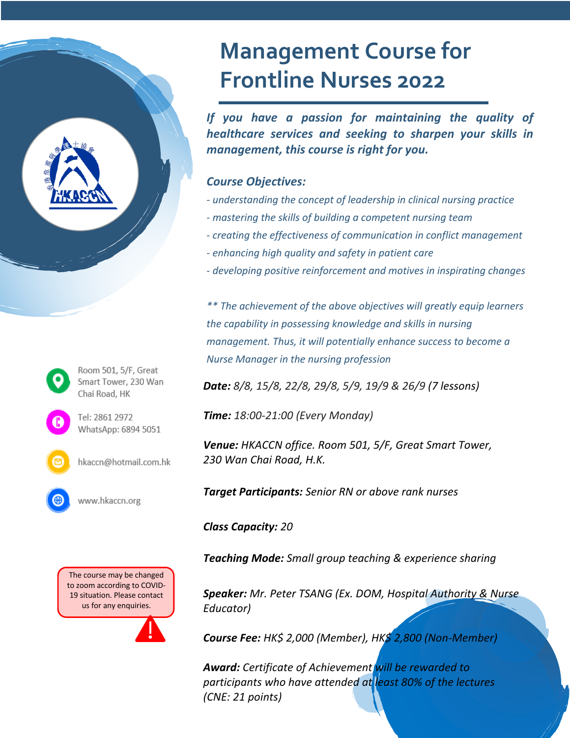# Management Course for Frontline Nurses 2022

***If you have a passion for maintaining the quality of healthcare services and seeking to sharpen your skills in management, this course is right for you.***

***Course Objectives:***

*- understanding the concept of leadership in clinical nursing practice*

*- mastering the skills of building a competent nursing team*

*- creating the effectiveness of communication in conflict management*

*- enhancing high quality and safety in patient care*

*- developing positive reinforcement and motives in inspirating changes*

*** The achievement of the above objectives will greatly equip learners the capability in possessing knowledge and skills in nursing management. Thus, it will potentially enhance success to become a Nurse Manager in the nursing profession*

***Date:*** *8/8, 15/8, 22/8, 29/8, 5/9, 19/9 & 26/9 (7 lessons)*

***Time:*** *18:00-21:00 (Every Monday)*

***Venue:*** *HKACCN office. Room 501, 5/F, Great Smart Tower, 230 Wan Chai Road, H.K.*

***Target Participants:*** *Senior RN or above rank nurses*

***Class Capacity:*** *20*

***Teaching Mode:*** *Small group teaching & experience sharing*

***Speaker:*** *Mr. Peter TSANG (Ex. DOM, Hospital Authority & Nurse Educator)*

***Course Fee:*** *HK$ 2,000 (Member), HK$ 2,800 (Non-Member)*

***Award:*** *Certificate of Achievement will be rewarded to participants who have attended at least 80% of the lectures (CNE: 21 points)*

Room 501, 5/F, Great Smart Tower, 230 Wan Chai Road, HK

Tel: 2861 2972
WhatsApp: 6894 5051

hkaccn@hotmail.com.hk

www.hkaccn.org

The course may be changed to zoom according to COVID-19 situation. Please contact us for any enquiries.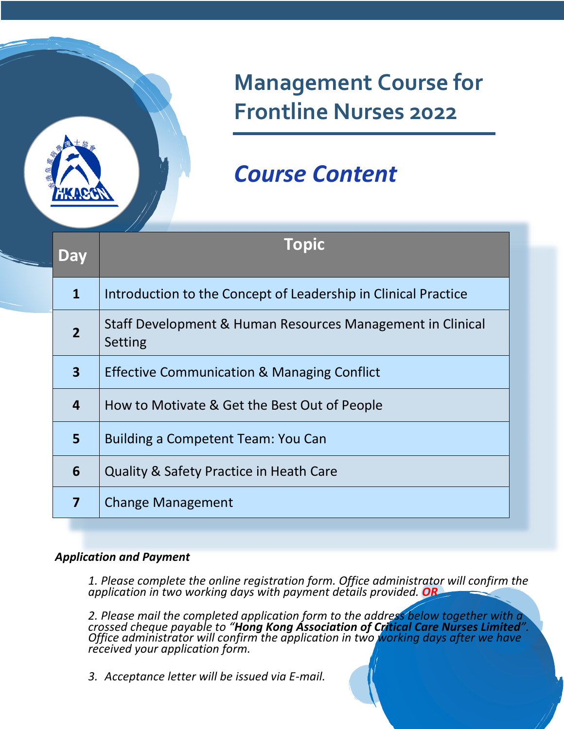# Management Course for Frontline Nurses 2022

## *Course Content*

| Day | Topic |
|---|---|
| **1** | Introduction to the Concept of Leadership in Clinical Practice |
| **2** | Staff Development & Human Resources Management in Clinical Setting |
| **3** | Effective Communication & Managing Conflict |
| **4** | How to Motivate & Get the Best Out of People |
| **5** | Building a Competent Team: You Can |
| **6** | Quality & Safety Practice in Heath Care |
| **7** | Change Management |

***Application and Payment***

*1. Please complete the online registration form. Office administrator will confirm the application in two working days with payment details provided.* ***OR***

*2. Please mail the completed application form to the address below together with a crossed cheque payable to "****Hong Kong Association of Critical Care Nurses Limited****". Office administrator will confirm the application in two working days after we have received your application form.*

*3. Acceptance letter will be issued via E-mail.*